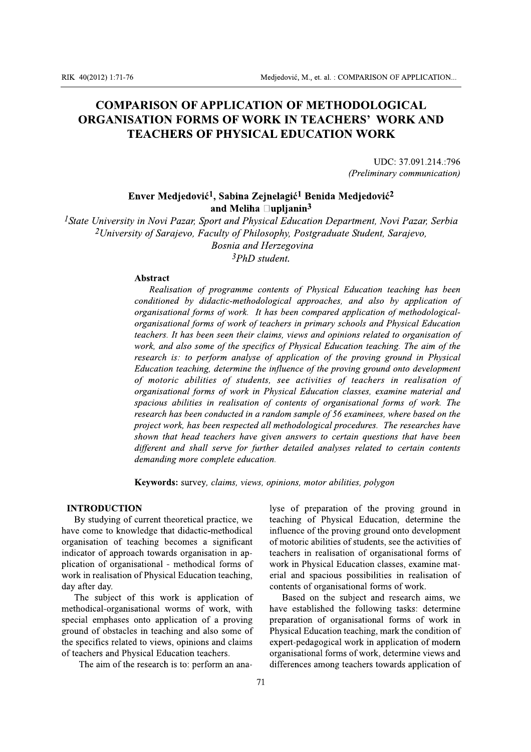# COMPARISON OF APPLICATION OF METHODOLOGICAL ORGANISATION FORMS OF WORK IN TEACHERS' WORK AND TEACHERS OF PHYSICAL EDUCATION WORK

UDC: 37.091.214.:796
*(Preliminary communication)*

**Enver Medjedović[1], Sabina Zejnelagić[1] Benida Medjedović[2] and Meliha upljanin[3]**

[1]*State University in Novi Pazar, Sport and Physical Education Department, Novi Pazar, Serbia*
[2]*University of Sarajevo, Faculty of Philosophy, Postgraduate Student, Sarajevo, Bosnia and Herzegovina*
[3]*PhD student.*

**Abstract**

*Realisation of programme contents of Physical Education teaching has been conditioned by didactic-methodological approaches, and also by application of organisational forms of work. It has been compared application of methodological-organisational forms of work of teachers in primary schools and Physical Education teachers. It has been seen their claims, views and opinions related to organisation of work, and also some of the specifics of Physical Education teaching. The aim of the research is: to perform analyse of application of the proving ground in Physical Education teaching, determine the influence of the proving ground onto development of motoric abilities of students, see activities of teachers in realisation of organisational forms of work in Physical Education classes, examine material and spacious abilities in realisation of contents of organisational forms of work. The research has been conducted in a random sample of 56 examinees, where based on the project work, has been respected all methodological procedures. The researches have shown that head teachers have given answers to certain questions that have been different and shall serve for further detailed analyses related to certain contents demanding more complete education.*

**Keywords:** survey, *claims, views, opinions, motor abilities, polygon*

## INTRODUCTION

By studying of current theoretical practice, we have come to knowledge that didactic-methodical organisation of teaching becomes a significant indicator of approach towards organisation in application of organisational - methodical forms of work in realisation of Physical Education teaching, day after day.

The subject of this work is application of methodical-organisational worms of work, with special emphases onto application of a proving ground of obstacles in teaching and also some of the specifics related to views, opinions and claims of teachers and Physical Education teachers.

The aim of the research is to: perform an analyse of preparation of the proving ground in teaching of Physical Education, determine the influence of the proving ground onto development of motoric abilities of students, see the activities of teachers in realisation of organisational forms of work in Physical Education classes, examine material and spacious possibilities in realisation of contents of organisational forms of work.

Based on the subject and research aims, we have established the following tasks: determine preparation of organisational forms of work in Physical Education teaching, mark the condition of expert-pedagogical work in application of modern organisational forms of work, determine views and differences among teachers towards application of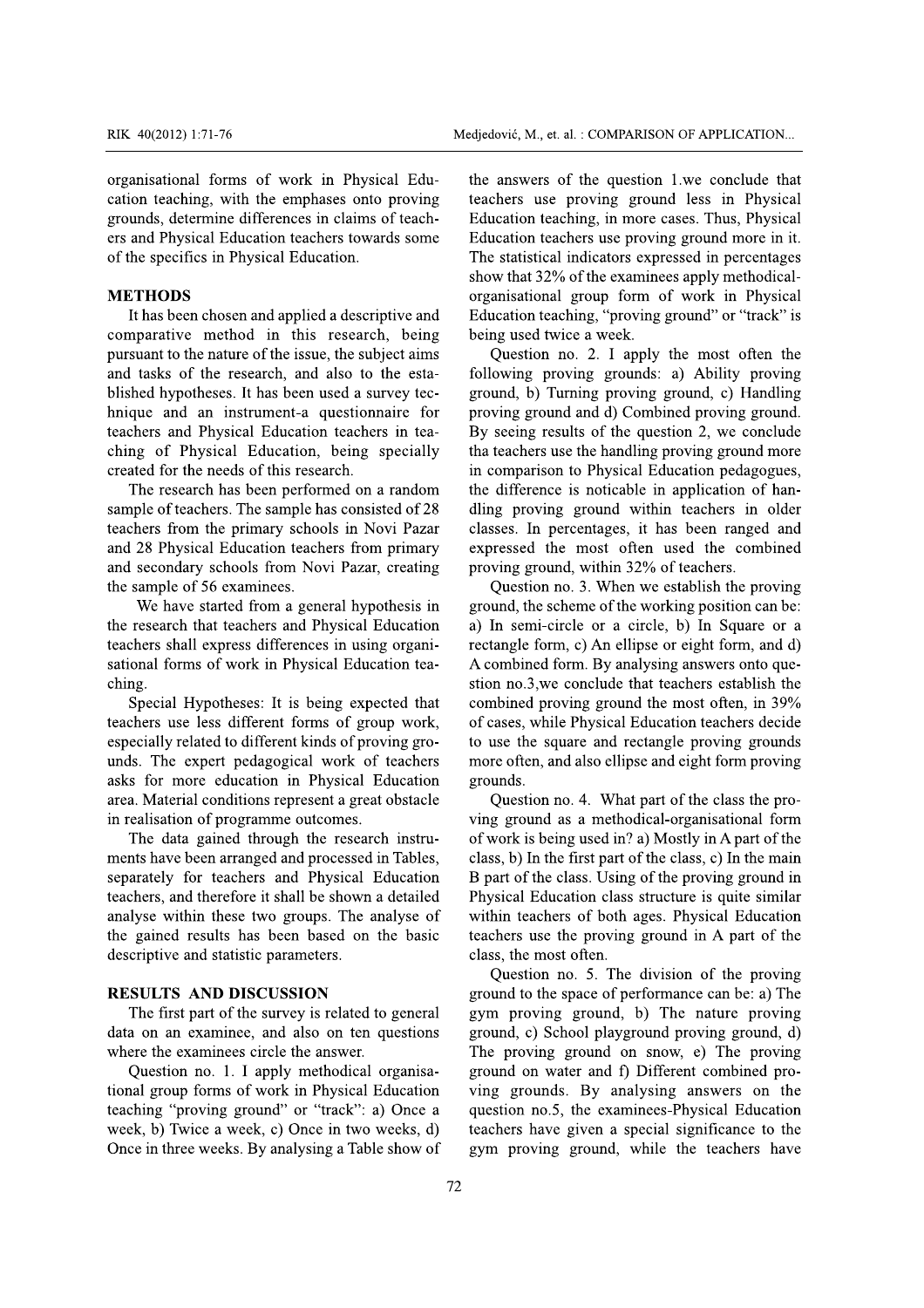organisational forms of work in Physical Education teaching, with the emphases onto proving grounds, determine differences in claims of teachers and Physical Education teachers towards some of the specifics in Physical Education.

## METHODS

It has been chosen and applied a descriptive and comparative method in this research, being pursuant to the nature of the issue, the subject aims and tasks of the research, and also to the established hypotheses. It has been used a survey technique and an instrument-a questionnaire for teachers and Physical Education teachers in teaching of Physical Education, being specially created for the needs of this research.

The research has been performed on a random sample of teachers. The sample has consisted of 28 teachers from the primary schools in Novi Pazar and 28 Physical Education teachers from primary and secondary schools from Novi Pazar, creating the sample of 56 examinees.

We have started from a general hypothesis in the research that teachers and Physical Education teachers shall express differences in using organisational forms of work in Physical Education teaching.

Special Hypotheses: It is being expected that teachers use less different forms of group work, especially related to different kinds of proving grounds. The expert pedagogical work of teachers asks for more education in Physical Education area. Material conditions represent a great obstacle in realisation of programme outcomes.

The data gained through the research instruments have been arranged and processed in Tables, separately for teachers and Physical Education teachers, and therefore it shall be shown a detailed analyse within these two groups. The analyse of the gained results has been based on the basic descriptive and statistic parameters.

## RESULTS AND DISCUSSION

The first part of the survey is related to general data on an examinee, and also on ten questions where the examinees circle the answer.

Question no. 1. I apply methodical organisational group forms of work in Physical Education teaching "proving ground" or "track": a) Once a week, b) Twice a week, c) Once in two weeks, d) Once in three weeks. By analysing a Table show of the answers of the question 1.we conclude that teachers use proving ground less in Physical Education teaching, in more cases. Thus, Physical Education teachers use proving ground more in it. The statistical indicators expressed in percentages show that 32% of the examinees apply methodical-organisational group form of work in Physical Education teaching, "proving ground" or "track" is being used twice a week.

Question no. 2. I apply the most often the following proving grounds: a) Ability proving ground, b) Turning proving ground, c) Handling proving ground and d) Combined proving ground. By seeing results of the question 2, we conclude tha teachers use the handling proving ground more in comparison to Physical Education pedagogues, the difference is noticable in application of handling proving ground within teachers in older classes. In percentages, it has been ranged and expressed the most often used the combined proving ground, within 32% of teachers.

Question no. 3. When we establish the proving ground, the scheme of the working position can be: a) In semi-circle or a circle, b) In Square or a rectangle form, c) An ellipse or eight form, and d) A combined form. By analysing answers onto question no.3,we conclude that teachers establish the combined proving ground the most often, in 39% of cases, while Physical Education teachers decide to use the square and rectangle proving grounds more often, and also ellipse and eight form proving grounds.

Question no. 4. What part of the class the proving ground as a methodical-organisational form of work is being used in? a) Mostly in A part of the class, b) In the first part of the class, c) In the main B part of the class. Using of the proving ground in Physical Education class structure is quite similar within teachers of both ages. Physical Education teachers use the proving ground in A part of the class, the most often.

Question no. 5. The division of the proving ground to the space of performance can be: a) The gym proving ground, b) The nature proving ground, c) School playground proving ground, d) The proving ground on snow, e) The proving ground on water and f) Different combined proving grounds. By analysing answers on the question no.5, the examinees-Physical Education teachers have given a special significance to the gym proving ground, while the teachers have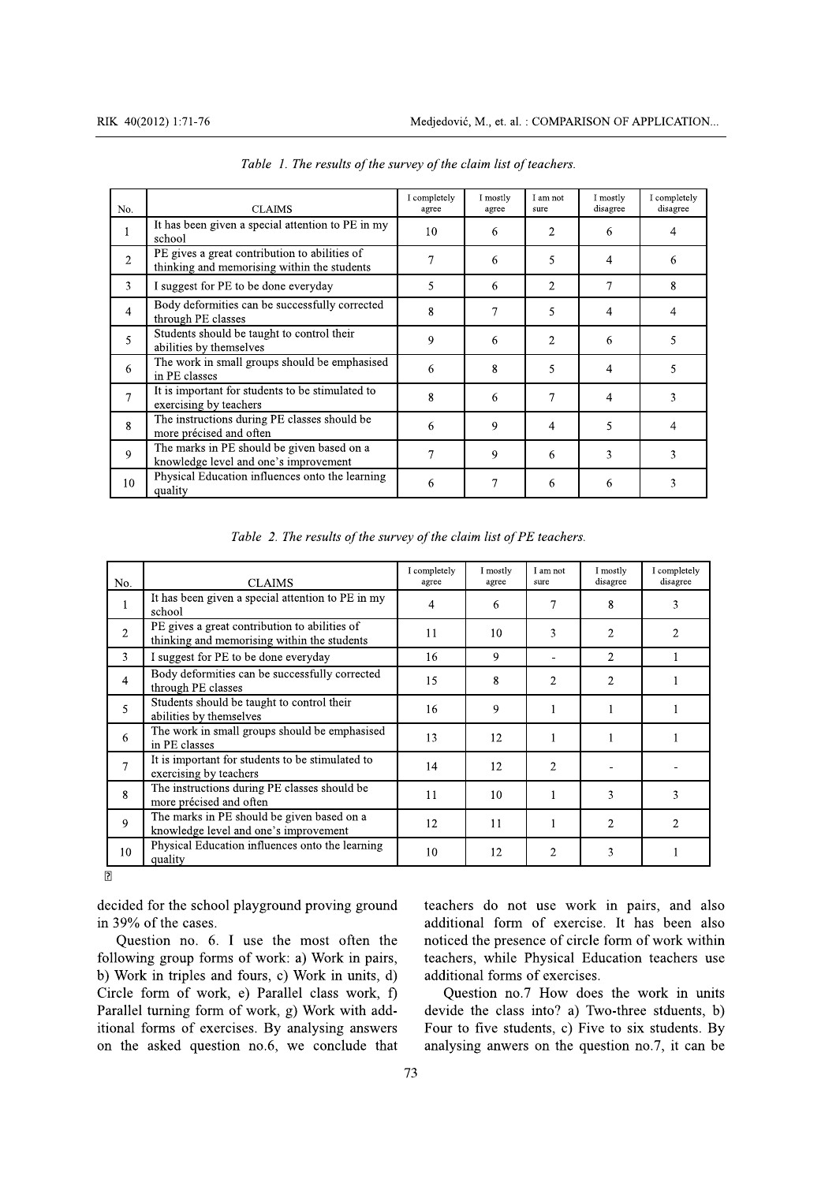*Table 1. The results of the survey of the claim list of teachers.*

| No. | CLAIMS | I completely agree | I mostly agree | I am not sure | I mostly disagree | I completely disagree |
|---|---|---|---|---|---|---|
| 1 | It has been given a special attention to PE in my school | 10 | 6 | 2 | 6 | 4 |
| 2 | PE gives a great contribution to abilities of thinking and memorising within the students | 7 | 6 | 5 | 4 | 6 |
| 3 | I suggest for PE to be done everyday | 5 | 6 | 2 | 7 | 8 |
| 4 | Body deformities can be successfully corrected through PE classes | 8 | 7 | 5 | 4 | 4 |
| 5 | Students should be taught to control their abilities by themselves | 9 | 6 | 2 | 6 | 5 |
| 6 | The work in small groups should be emphasised in PE classes | 6 | 8 | 5 | 4 | 5 |
| 7 | It is important for students to be stimulated to exercising by teachers | 8 | 6 | 7 | 4 | 3 |
| 8 | The instructions during PE classes should be more précised and often | 6 | 9 | 4 | 5 | 4 |
| 9 | The marks in PE should be given based on a knowledge level and one's improvement | 7 | 9 | 6 | 3 | 3 |
| 10 | Physical Education influences onto the learning quality | 6 | 7 | 6 | 6 | 3 |

*Table 2. The results of the survey of the claim list of PE teachers.*

| No. | CLAIMS | I completely agree | I mostly agree | I am not sure | I mostly disagree | I completely disagree |
|---|---|---|---|---|---|---|
| 1 | It has been given a special attention to PE in my school | 4 | 6 | 7 | 8 | 3 |
| 2 | PE gives a great contribution to abilities of thinking and memorising within the students | 11 | 10 | 3 | 2 | 2 |
| 3 | I suggest for PE to be done everyday | 16 | 9 | - | 2 | 1 |
| 4 | Body deformities can be successfully corrected through PE classes | 15 | 8 | 2 | 2 | 1 |
| 5 | Students should be taught to control their abilities by themselves | 16 | 9 | 1 | 1 | 1 |
| 6 | The work in small groups should be emphasised in PE classes | 13 | 12 | 1 | 1 | 1 |
| 7 | It is important for students to be stimulated to exercising by teachers | 14 | 12 | 2 | - | - |
| 8 | The instructions during PE classes should be more précised and often | 11 | 10 | 1 | 3 | 3 |
| 9 | The marks in PE should be given based on a knowledge level and one's improvement | 12 | 11 | 1 | 2 | 2 |
| 10 | Physical Education influences onto the learning quality | 10 | 12 | 2 | 3 | 1 |

decided for the school playground proving ground in 39% of the cases.

Question no. 6. I use the most often the following group forms of work: a) Work in pairs, b) Work in triples and fours, c) Work in units, d) Circle form of work, e) Parallel class work, f) Parallel turning form of work, g) Work with additional forms of exercises. By analysing answers on the asked question no.6, we conclude that teachers do not use work in pairs, and also additional form of exercise. It has been also noticed the presence of circle form of work within teachers, while Physical Education teachers use additional forms of exercises.

Question no.7 How does the work in units devide the class into? a) Two-three stduents, b) Four to five students, c) Five to six students. By analysing anwers on the question no.7, it can be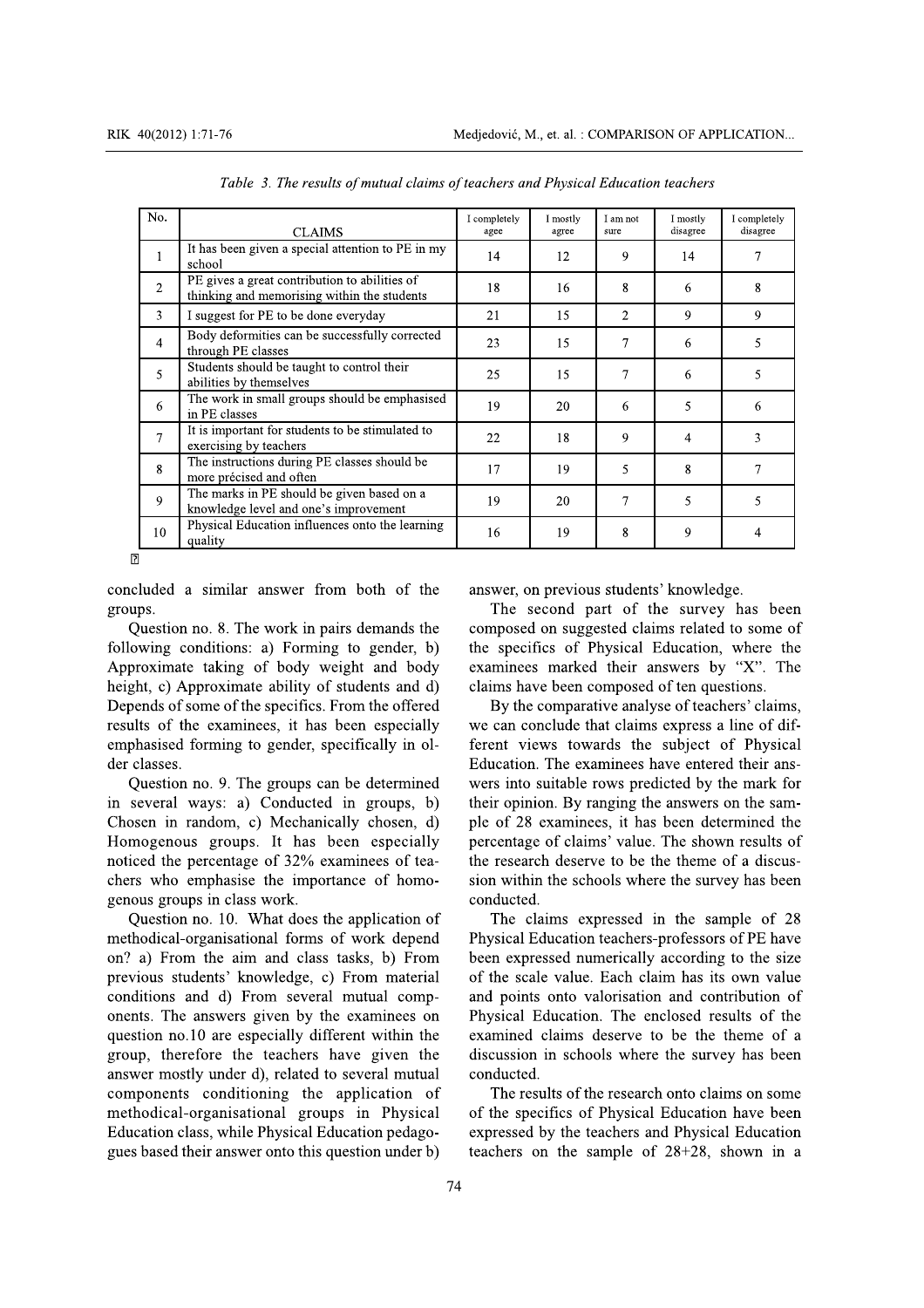*Table 3. The results of mutual claims of teachers and Physical Education teachers*

| No. | CLAIMS | I completely agee | I mostly agree | I am not sure | I mostly disagree | I completely disagree |
|---|---|---|---|---|---|---|
| 1 | It has been given a special attention to PE in my school | 14 | 12 | 9 | 14 | 7 |
| 2 | PE gives a great contribution to abilities of thinking and memorising within the students | 18 | 16 | 8 | 6 | 8 |
| 3 | I suggest for PE to be done everyday | 21 | 15 | 2 | 9 | 9 |
| 4 | Body deformities can be successfully corrected through PE classes | 23 | 15 | 7 | 6 | 5 |
| 5 | Students should be taught to control their abilities by themselves | 25 | 15 | 7 | 6 | 5 |
| 6 | The work in small groups should be emphasised in PE classes | 19 | 20 | 6 | 5 | 6 |
| 7 | It is important for students to be stimulated to exercising by teachers | 22 | 18 | 9 | 4 | 3 |
| 8 | The instructions during PE classes should be more précised and often | 17 | 19 | 5 | 8 | 7 |
| 9 | The marks in PE should be given based on a knowledge level and one's improvement | 19 | 20 | 7 | 5 | 5 |
| 10 | Physical Education influences onto the learning quality | 16 | 19 | 8 | 9 | 4 |

concluded a similar answer from both of the groups.

Question no. 8. The work in pairs demands the following conditions: a) Forming to gender, b) Approximate taking of body weight and body height, c) Approximate ability of students and d) Depends of some of the specifics. From the offered results of the examinees, it has been especially emphasised forming to gender, specifically in older classes.

Question no. 9. The groups can be determined in several ways: a) Conducted in groups, b) Chosen in random, c) Mechanically chosen, d) Homogenous groups. It has been especially noticed the percentage of 32% examinees of teachers who emphasise the importance of homogenous groups in class work.

Question no. 10. What does the application of methodical-organisational forms of work depend on? a) From the aim and class tasks, b) From previous students' knowledge, c) From material conditions and d) From several mutual components. The answers given by the examinees on question no.10 are especially different within the group, therefore the teachers have given the answer mostly under d), related to several mutual components conditioning the application of methodical-organisational groups in Physical Education class, while Physical Education pedagogues based their answer onto this question under b) answer, on previous students' knowledge.

The second part of the survey has been composed on suggested claims related to some of the specifics of Physical Education, where the examinees marked their answers by "X". The claims have been composed of ten questions.

By the comparative analyse of teachers' claims, we can conclude that claims express a line of different views towards the subject of Physical Education. The examinees have entered their answers into suitable rows predicted by the mark for their opinion. By ranging the answers on the sample of 28 examinees, it has been determined the percentage of claims' value. The shown results of the research deserve to be the theme of a discussion within the schools where the survey has been conducted.

The claims expressed in the sample of 28 Physical Education teachers-professors of PE have been expressed numerically according to the size of the scale value. Each claim has its own value and points onto valorisation and contribution of Physical Education. The enclosed results of the examined claims deserve to be the theme of a discussion in schools where the survey has been conducted.

The results of the research onto claims on some of the specifics of Physical Education have been expressed by the teachers and Physical Education teachers on the sample of 28+28, shown in a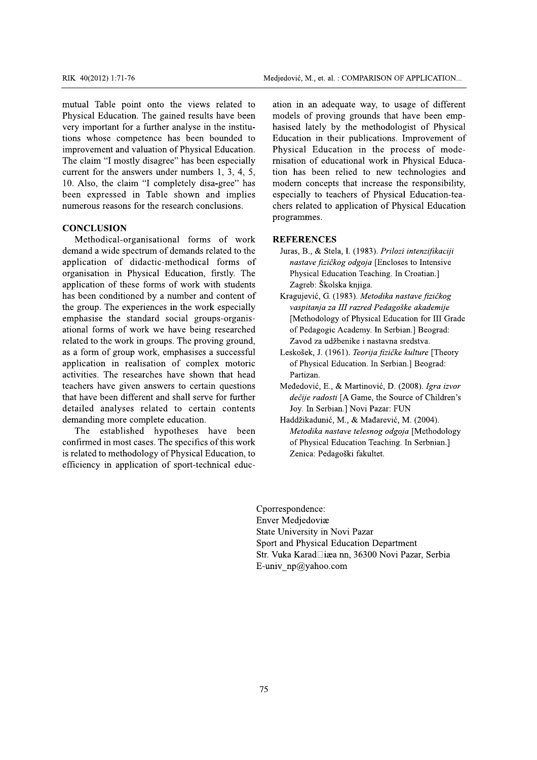mutual Table point onto the views related to Physical Education. The gained results have been very important for a further analyse in the institutions whose competence has been bounded to improvement and valuation of Physical Education. The claim "I mostly disagree" has been especially current for the answers under numbers 1, 3, 4, 5, 10. Also, the claim "I completely disa-gree" has been expressed in Table shown and implies numerous reasons for the research conclusions.

## CONCLUSION

Methodical-organisational forms of work demand a wide spectrum of demands related to the application of didactic-methodical forms of organisation in Physical Education, firstly. The application of these forms of work with students has been conditioned by a number and content of the group. The experiences in the work especially emphasise the standard social groups-organisational forms of work we have being researched related to the work in groups. The proving ground, as a form of group work, emphasises a successful application in realisation of complex motoric activities. The researches have shown that head teachers have given answers to certain questions that have been different and shall serve for further detailed analyses related to certain contents demanding more complete education.

The established hypotheses have been confirmed in most cases. The specifics of this work is related to methodology of Physical Education, to efficiency in application of sport-technical education in an adequate way, to usage of different models of proving grounds that have been emphasised lately by the methodologist of Physical Education in their publications. Improvement of Physical Education in the process of modernisation of educational work in Physical Education has been relied to new technologies and modern concepts that increase the responsibility, especially to teachers of Physical Education-teachers related to application of Physical Education programmes.

## REFERENCES

Juras, B., & Stela, I. (1983). *Prilozi intenzifikaciji nastave fizičkog odgoja* [Encloses to Intensive Physical Education Teaching. In Croatian.] Zagreb: Školska knjiga.

Kragujević, G. (1983). *Metodika nastave fizičkog vaspitanja za III razred Pedagoške akademije* [Methodology of Physical Education for III Grade of Pedagogic Academy. In Serbian.] Beograd: Zavod za udžbenike i nastavna sredstva.

Leskošek, J. (1961). *Teorija fizičke kulture* [Theory of Physical Education. In Serbian.] Beograd: Partizan.

Međedović, E., & Martinović, D. (2008). *Igra izvor dečije radosti* [A Game, the Source of Children's Joy. In Serbian.] Novi Pazar: FUN

Haddžikadunić, M., & Mađarević, M. (2004). *Metodika nastave telesnog odgoja* [Methodology of Physical Education Teaching. In Serbnian.] Zenica: Pedagoški fakultet.

Cporrespondence:
Enver Medjedoviæ
State University in Novi Pazar
Sport and Physical Education Department
Str. Vuka Karad□iæa nn, 36300 Novi Pazar, Serbia
E-univ_np@yahoo.com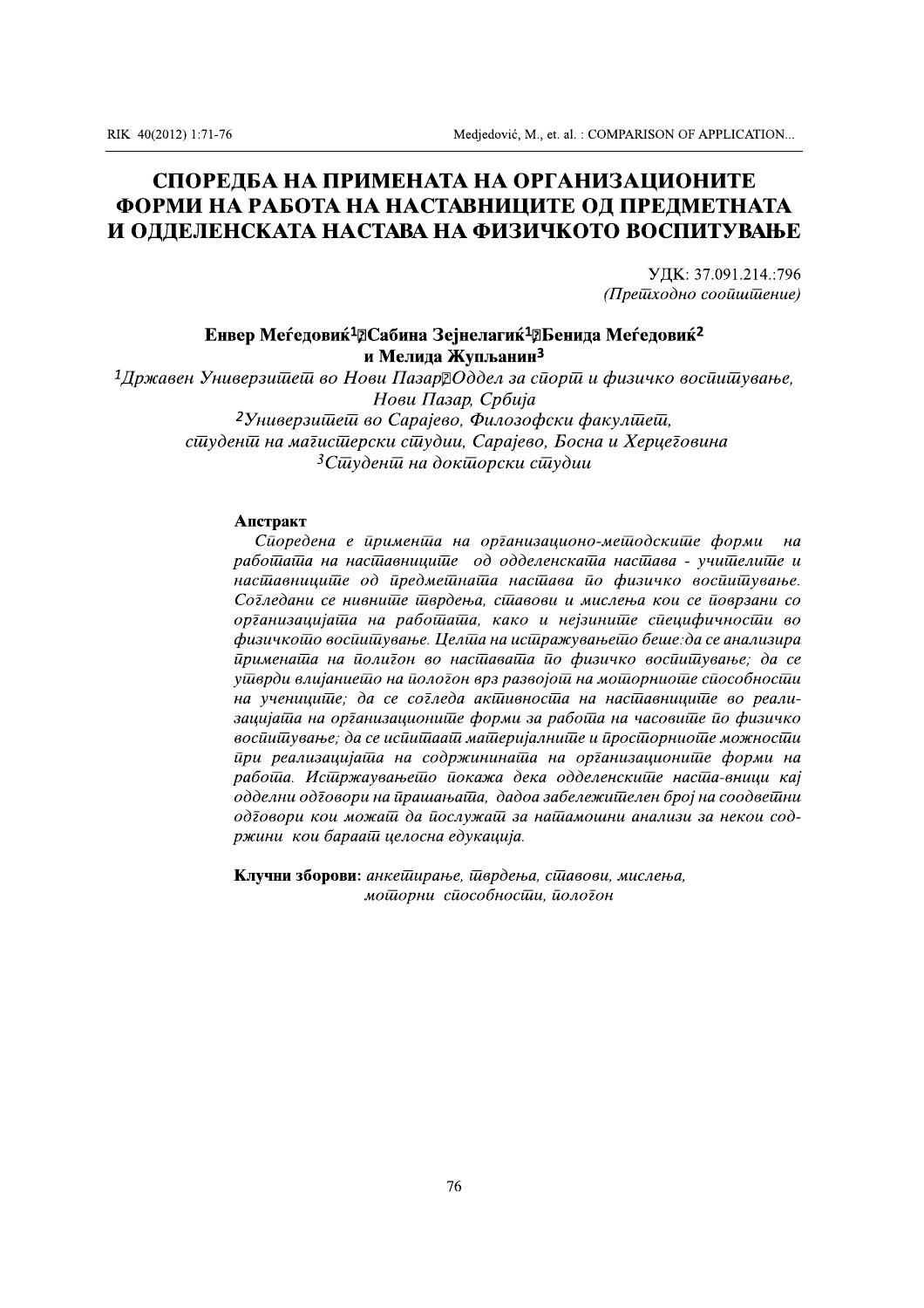# СПОРЕДБА НА ПРИМЕНАТА НА ОРГАНИЗАЦИОНИТЕ ФОРМИ НА РАБОТА НА НАСТАВНИЦИТЕ ОД ПРЕДМЕТНАТА И ОДДЕЛЕНСКАТА НАСТАВА НА ФИЗИЧКОТО ВОСПИТУВАЊЕ

УДК: 37.091.214.:796
*(Претходно соопштение)*

**Енвер Меѓедовиќ[1], Сабина Зејнелагиќ[1], Бенида Меѓедовиќ[2] и Мелида Жупљанин[3]**

*[1]Државен Универзитет во Нови Пазар, Оддел за спорт и физичко воспитување, Нови Пазар, Србија*
*[2]Универзитет во Сарајево, Филозофски факултет, студент на магистерски студии, Сарајево, Босна и Херцеговина*
*[3]Студент на докторски студии*

**Апстракт**

*Споредена е примента на организационо-методските форми на работата на наставниците од одделенската настава - учителите и наставниците од предметната настава по физичко воспитување. Согледани се нивните тврдења, ставови и мислења кои се поврзани со организацијата на работата, како и нејзините специфичности во физичкото воспитување. Целта на истражувањето беше:да се анализира примената на полигон во наставата по физичко воспитување; да се утврди влијанието на пологон врз развојот на моторниоте способности на учениците; да се согледа активноста на наставниците во реализацијата на организационите форми за работа на часовите по физичко воспитување; да се испитаат материјалните и просторниоте можности при реализацијата на содржинината на организационите форми на работа. Истржаувањето покажа дека одделенските наста-вници кај одделни одговори на прашањата, дадоа забележителен број на соодветни одговори кои можат да послужат за натамошни анализи за некои содржини кои бараат целосна едукација.*

**Клучни зборови:** *анкетирање, тврдења, ставови, мислења, моторни способности, пологон*